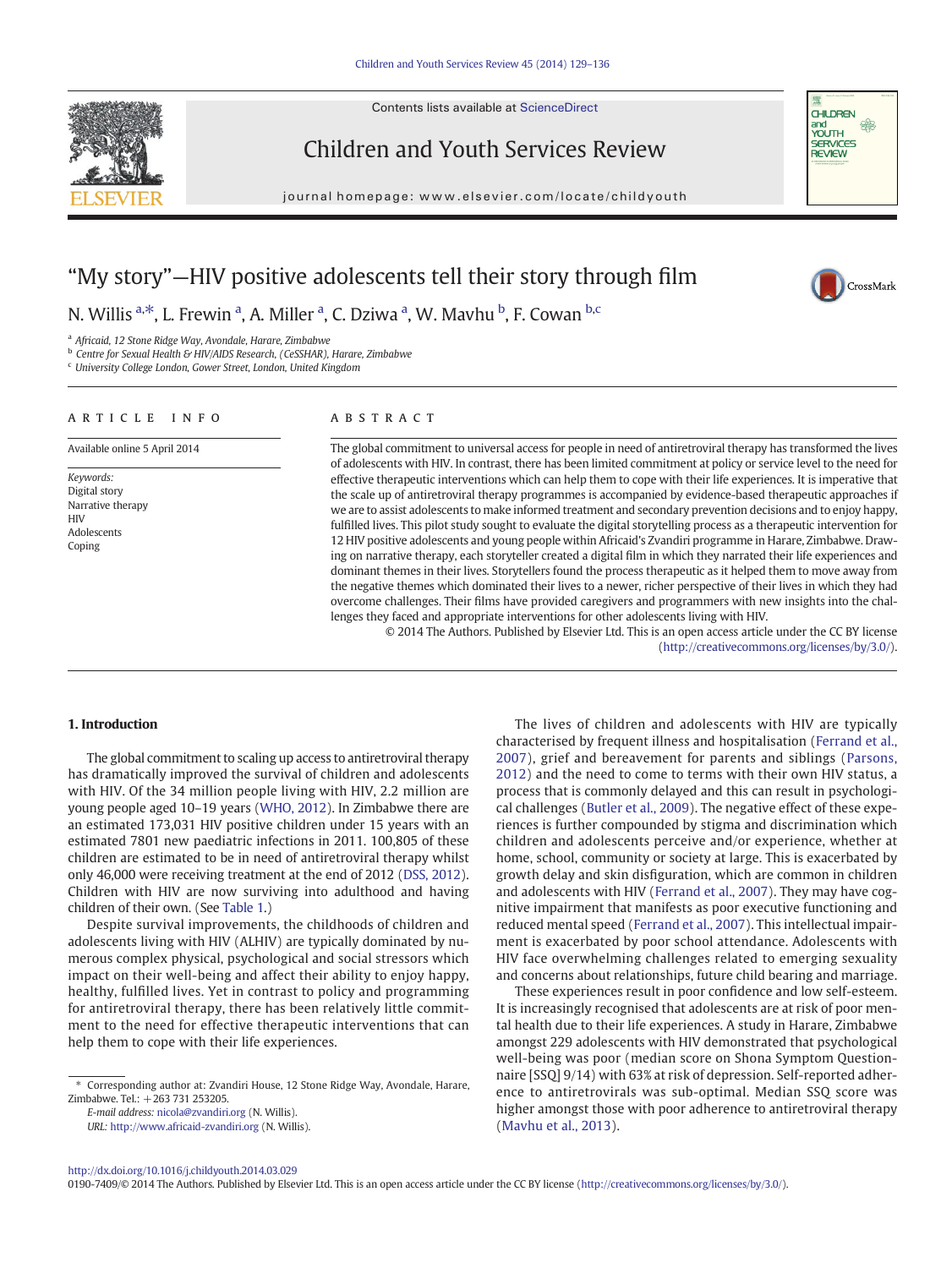# "My story"—HIV positive adolescents tell their story through film

N. Willis [a,*], L. Frewin [a], A. Miller [a], C. Dziwa [a], W. Mavhu [b], F. Cowan [b,c]

[a] *Africaid, 12 Stone Ridge Way, Avondale, Harare, Zimbabwe*
[b] *Centre for Sexual Health & HIV/AIDS Research, (CeSSHAR), Harare, Zimbabwe*
[c] *University College London, Gower Street, London, United Kingdom*

## ARTICLE INFO

Available online 5 April 2014

*Keywords:*
Digital story
Narrative therapy
HIV
Adolescents
Coping

## ABSTRACT

The global commitment to universal access for people in need of antiretroviral therapy has transformed the lives of adolescents with HIV. In contrast, there has been limited commitment at policy or service level to the need for effective therapeutic interventions which can help them to cope with their life experiences. It is imperative that the scale up of antiretroviral therapy programmes is accompanied by evidence-based therapeutic approaches if we are to assist adolescents to make informed treatment and secondary prevention decisions and to enjoy happy, fulfilled lives. This pilot study sought to evaluate the digital storytelling process as a therapeutic intervention for 12 HIV positive adolescents and young people within Africaid's Zvandiri programme in Harare, Zimbabwe. Drawing on narrative therapy, each storyteller created a digital film in which they narrated their life experiences and dominant themes in their lives. Storytellers found the process therapeutic as it helped them to move away from the negative themes which dominated their lives to a newer, richer perspective of their lives in which they had overcome challenges. Their films have provided caregivers and programmers with new insights into the challenges they faced and appropriate interventions for other adolescents living with HIV.

© 2014 The Authors. Published by Elsevier Ltd. This is an open access article under the CC BY license (http://creativecommons.org/licenses/by/3.0/).

## 1. Introduction

The global commitment to scaling up access to antiretroviral therapy has dramatically improved the survival of children and adolescents with HIV. Of the 34 million people living with HIV, 2.2 million are young people aged 10–19 years (WHO, 2012). In Zimbabwe there are an estimated 173,031 HIV positive children under 15 years with an estimated 7801 new paediatric infections in 2011. 100,805 of these children are estimated to be in need of antiretroviral therapy whilst only 46,000 were receiving treatment at the end of 2012 (DSS, 2012). Children with HIV are now surviving into adulthood and having children of their own. (See Table 1.)

Despite survival improvements, the childhoods of children and adolescents living with HIV (ALHIV) are typically dominated by numerous complex physical, psychological and social stressors which impact on their well-being and affect their ability to enjoy happy, healthy, fulfilled lives. Yet in contrast to policy and programming for antiretroviral therapy, there has been relatively little commitment to the need for effective therapeutic interventions that can help them to cope with their life experiences.

The lives of children and adolescents with HIV are typically characterised by frequent illness and hospitalisation (Ferrand et al., 2007), grief and bereavement for parents and siblings (Parsons, 2012) and the need to come to terms with their own HIV status, a process that is commonly delayed and this can result in psychological challenges (Butler et al., 2009). The negative effect of these experiences is further compounded by stigma and discrimination which children and adolescents perceive and/or experience, whether at home, school, community or society at large. This is exacerbated by growth delay and skin disfiguration, which are common in children and adolescents with HIV (Ferrand et al., 2007). They may have cognitive impairment that manifests as poor executive functioning and reduced mental speed (Ferrand et al., 2007). This intellectual impairment is exacerbated by poor school attendance. Adolescents with HIV face overwhelming challenges related to emerging sexuality and concerns about relationships, future child bearing and marriage.

These experiences result in poor confidence and low self-esteem. It is increasingly recognised that adolescents are at risk of poor mental health due to their life experiences. A study in Harare, Zimbabwe amongst 229 adolescents with HIV demonstrated that psychological well-being was poor (median score on Shona Symptom Questionnaire [SSQ] 9/14) with 63% at risk of depression. Self-reported adherence to antiretrovirals was sub-optimal. Median SSQ score was higher amongst those with poor adherence to antiretroviral therapy (Mavhu et al., 2013).

* Corresponding author at: Zvandiri House, 12 Stone Ridge Way, Avondale, Harare, Zimbabwe. Tel.: +263 731 253205.
E-mail address: nicola@zvandiri.org (N. Willis).
URL: http://www.africaid-zvandiri.org (N. Willis).

http://dx.doi.org/10.1016/j.childyouth.2014.03.029
0190-7409/© 2014 The Authors. Published by Elsevier Ltd. This is an open access article under the CC BY license (http://creativecommons.org/licenses/by/3.0/).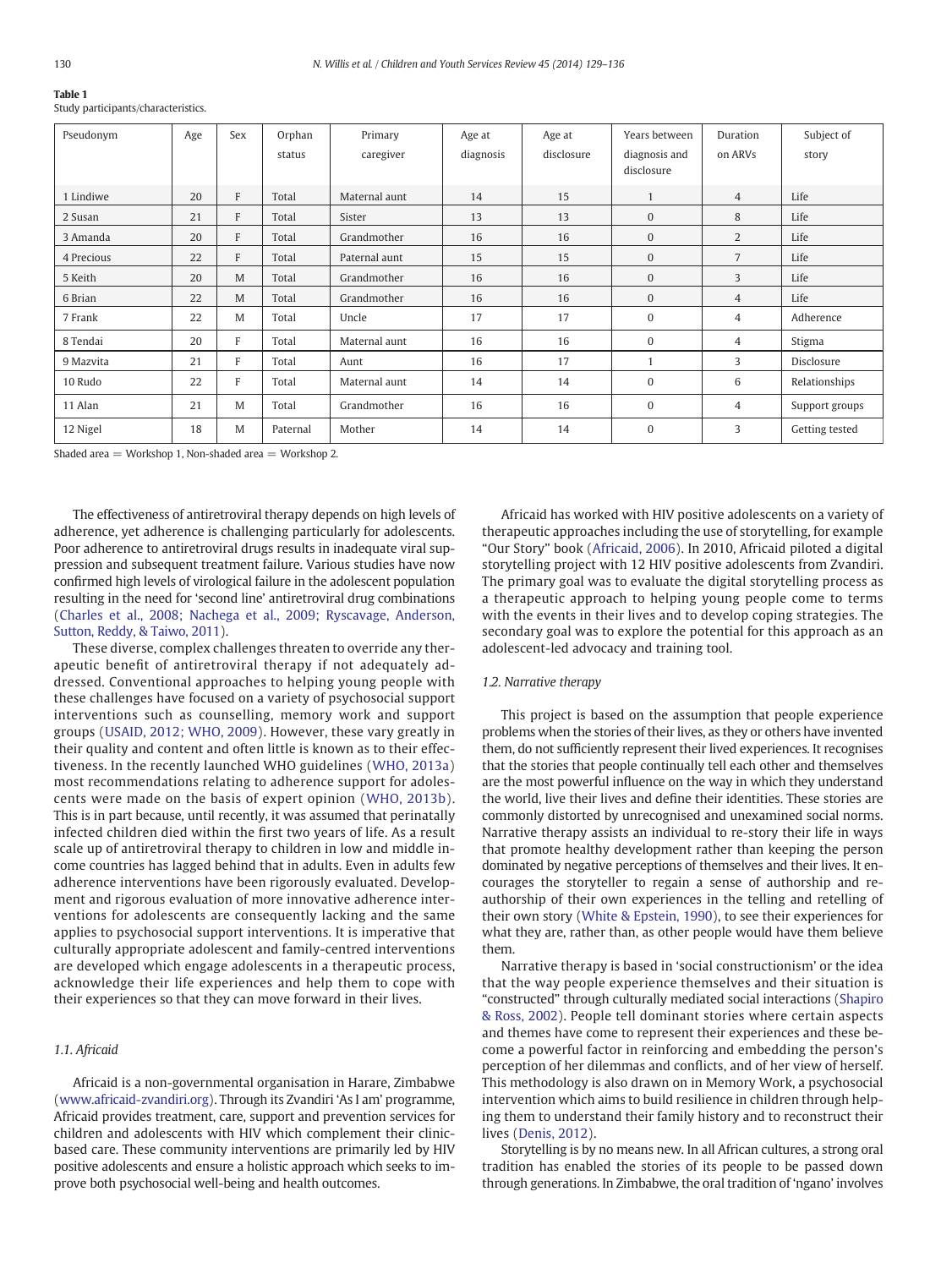**Table 1**
Study participants/characteristics.

| Pseudonym | Age | Sex | Orphan status | Primary caregiver | Age at diagnosis | Age at disclosure | Years between diagnosis and disclosure | Duration on ARVs | Subject of story |
|---|---|---|---|---|---|---|---|---|---|
| 1 Lindiwe | 20 | F | Total | Maternal aunt | 14 | 15 | 1 | 4 | Life |
| 2 Susan | 21 | F | Total | Sister | 13 | 13 | 0 | 8 | Life |
| 3 Amanda | 20 | F | Total | Grandmother | 16 | 16 | 0 | 2 | Life |
| 4 Precious | 22 | F | Total | Paternal aunt | 15 | 15 | 0 | 7 | Life |
| 5 Keith | 20 | M | Total | Grandmother | 16 | 16 | 0 | 3 | Life |
| 6 Brian | 22 | M | Total | Grandmother | 16 | 16 | 0 | 4 | Life |
| 7 Frank | 22 | M | Total | Uncle | 17 | 17 | 0 | 4 | Adherence |
| 8 Tendai | 20 | F | Total | Maternal aunt | 16 | 16 | 0 | 4 | Stigma |
| 9 Mazvita | 21 | F | Total | Aunt | 16 | 17 | 1 | 3 | Disclosure |
| 10 Rudo | 22 | F | Total | Maternal aunt | 14 | 14 | 0 | 6 | Relationships |
| 11 Alan | 21 | M | Total | Grandmother | 16 | 16 | 0 | 4 | Support groups |
| 12 Nigel | 18 | M | Paternal | Mother | 14 | 14 | 0 | 3 | Getting tested |

Shaded area = Workshop 1, Non-shaded area = Workshop 2.

The effectiveness of antiretroviral therapy depends on high levels of adherence, yet adherence is challenging particularly for adolescents. Poor adherence to antiretroviral drugs results in inadequate viral suppression and subsequent treatment failure. Various studies have now confirmed high levels of virological failure in the adolescent population resulting in the need for 'second line' antiretroviral drug combinations (Charles et al., 2008; Nachega et al., 2009; Ryscavage, Anderson, Sutton, Reddy, & Taiwo, 2011).

These diverse, complex challenges threaten to override any therapeutic benefit of antiretroviral therapy if not adequately addressed. Conventional approaches to helping young people with these challenges have focused on a variety of psychosocial support interventions such as counselling, memory work and support groups (USAID, 2012; WHO, 2009). However, these vary greatly in their quality and content and often little is known as to their effectiveness. In the recently launched WHO guidelines (WHO, 2013a) most recommendations relating to adherence support for adolescents were made on the basis of expert opinion (WHO, 2013b). This is in part because, until recently, it was assumed that perinatally infected children died within the first two years of life. As a result scale up of antiretroviral therapy to children in low and middle income countries has lagged behind that in adults. Even in adults few adherence interventions have been rigorously evaluated. Development and rigorous evaluation of more innovative adherence interventions for adolescents are consequently lacking and the same applies to psychosocial support interventions. It is imperative that culturally appropriate adolescent and family-centred interventions are developed which engage adolescents in a therapeutic process, acknowledge their life experiences and help them to cope with their experiences so that they can move forward in their lives.

### 1.1. Africaid

Africaid is a non-governmental organisation in Harare, Zimbabwe (www.africaid-zvandiri.org). Through its Zvandiri 'As I am' programme, Africaid provides treatment, care, support and prevention services for children and adolescents with HIV which complement their clinic-based care. These community interventions are primarily led by HIV positive adolescents and ensure a holistic approach which seeks to improve both psychosocial well-being and health outcomes.

Africaid has worked with HIV positive adolescents on a variety of therapeutic approaches including the use of storytelling, for example "Our Story" book (Africaid, 2006). In 2010, Africaid piloted a digital storytelling project with 12 HIV positive adolescents from Zvandiri. The primary goal was to evaluate the digital storytelling process as a therapeutic approach to helping young people come to terms with the events in their lives and to develop coping strategies. The secondary goal was to explore the potential for this approach as an adolescent-led advocacy and training tool.

### 1.2. Narrative therapy

This project is based on the assumption that people experience problems when the stories of their lives, as they or others have invented them, do not sufficiently represent their lived experiences. It recognises that the stories that people continually tell each other and themselves are the most powerful influence on the way in which they understand the world, live their lives and define their identities. These stories are commonly distorted by unrecognised and unexamined social norms. Narrative therapy assists an individual to re-story their life in ways that promote healthy development rather than keeping the person dominated by negative perceptions of themselves and their lives. It encourages the storyteller to regain a sense of authorship and re-authorship of their own experiences in the telling and retelling of their own story (White & Epstein, 1990), to see their experiences for what they are, rather than, as other people would have them believe them.

Narrative therapy is based in 'social constructionism' or the idea that the way people experience themselves and their situation is "constructed" through culturally mediated social interactions (Shapiro & Ross, 2002). People tell dominant stories where certain aspects and themes have come to represent their experiences and these become a powerful factor in reinforcing and embedding the person's perception of her dilemmas and conflicts, and of her view of herself. This methodology is also drawn on in Memory Work, a psychosocial intervention which aims to build resilience in children through helping them to understand their family history and to reconstruct their lives (Denis, 2012).

Storytelling is by no means new. In all African cultures, a strong oral tradition has enabled the stories of its people to be passed down through generations. In Zimbabwe, the oral tradition of 'ngano' involves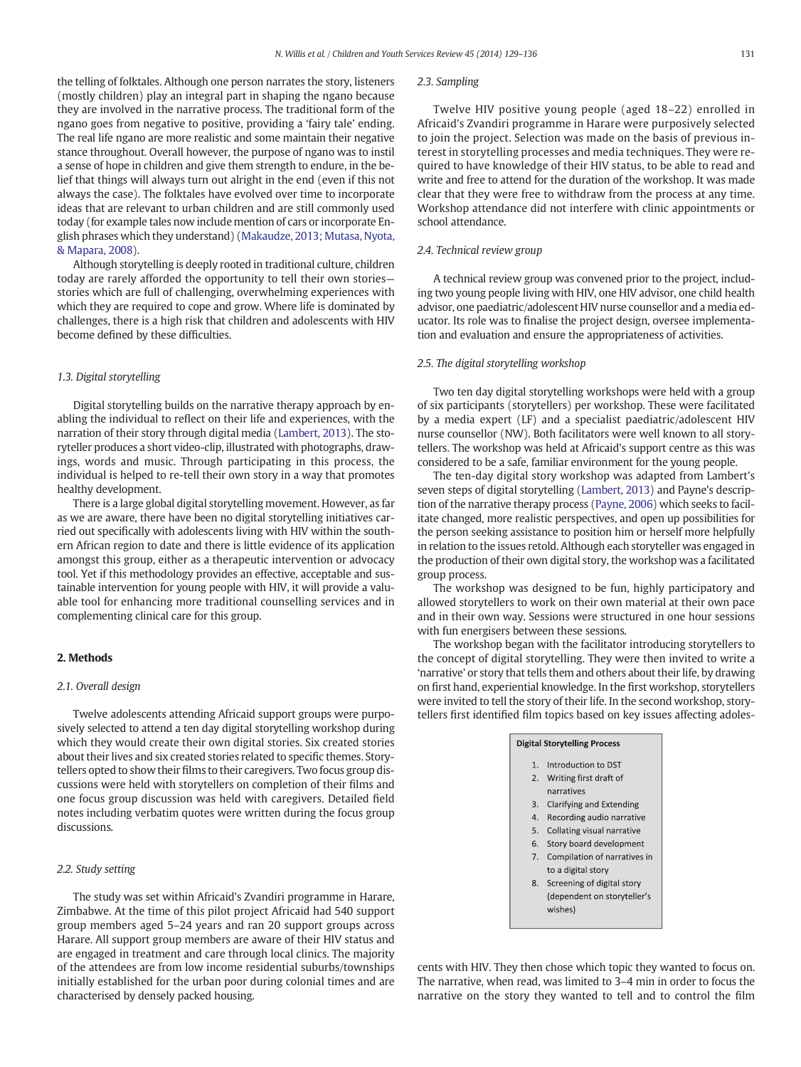the telling of folktales. Although one person narrates the story, listeners (mostly children) play an integral part in shaping the ngano because they are involved in the narrative process. The traditional form of the ngano goes from negative to positive, providing a 'fairy tale' ending. The real life ngano are more realistic and some maintain their negative stance throughout. Overall however, the purpose of ngano was to instil a sense of hope in children and give them strength to endure, in the belief that things will always turn out alright in the end (even if this not always the case). The folktales have evolved over time to incorporate ideas that are relevant to urban children and are still commonly used today (for example tales now include mention of cars or incorporate English phrases which they understand) (Makaudze, 2013; Mutasa, Nyota, & Mapara, 2008).

Although storytelling is deeply rooted in traditional culture, children today are rarely afforded the opportunity to tell their own stories—stories which are full of challenging, overwhelming experiences with which they are required to cope and grow. Where life is dominated by challenges, there is a high risk that children and adolescents with HIV become defined by these difficulties.

### 1.3. Digital storytelling

Digital storytelling builds on the narrative therapy approach by enabling the individual to reflect on their life and experiences, with the narration of their story through digital media (Lambert, 2013). The storyteller produces a short video-clip, illustrated with photographs, drawings, words and music. Through participating in this process, the individual is helped to re-tell their own story in a way that promotes healthy development.

There is a large global digital storytelling movement. However, as far as we are aware, there have been no digital storytelling initiatives carried out specifically with adolescents living with HIV within the southern African region to date and there is little evidence of its application amongst this group, either as a therapeutic intervention or advocacy tool. Yet if this methodology provides an effective, acceptable and sustainable intervention for young people with HIV, it will provide a valuable tool for enhancing more traditional counselling services and in complementing clinical care for this group.

## 2. Methods

### 2.1. Overall design

Twelve adolescents attending Africaid support groups were purposively selected to attend a ten day digital storytelling workshop during which they would create their own digital stories. Six created stories about their lives and six created stories related to specific themes. Storytellers opted to show their films to their caregivers. Two focus group discussions were held with storytellers on completion of their films and one focus group discussion was held with caregivers. Detailed field notes including verbatim quotes were written during the focus group discussions.

### 2.2. Study setting

The study was set within Africaid's Zvandiri programme in Harare, Zimbabwe. At the time of this pilot project Africaid had 540 support group members aged 5–24 years and ran 20 support groups across Harare. All support group members are aware of their HIV status and are engaged in treatment and care through local clinics. The majority of the attendees are from low income residential suburbs/townships initially established for the urban poor during colonial times and are characterised by densely packed housing.

### 2.3. Sampling

Twelve HIV positive young people (aged 18–22) enrolled in Africaid's Zvandiri programme in Harare were purposively selected to join the project. Selection was made on the basis of previous interest in storytelling processes and media techniques. They were required to have knowledge of their HIV status, to be able to read and write and free to attend for the duration of the workshop. It was made clear that they were free to withdraw from the process at any time. Workshop attendance did not interfere with clinic appointments or school attendance.

### 2.4. Technical review group

A technical review group was convened prior to the project, including two young people living with HIV, one HIV advisor, one child health advisor, one paediatric/adolescent HIV nurse counsellor and a media educator. Its role was to finalise the project design, oversee implementation and evaluation and ensure the appropriateness of activities.

### 2.5. The digital storytelling workshop

Two ten day digital storytelling workshops were held with a group of six participants (storytellers) per workshop. These were facilitated by a media expert (LF) and a specialist paediatric/adolescent HIV nurse counsellor (NW). Both facilitators were well known to all storytellers. The workshop was held at Africaid's support centre as this was considered to be a safe, familiar environment for the young people.

The ten-day digital story workshop was adapted from Lambert's seven steps of digital storytelling (Lambert, 2013) and Payne's description of the narrative therapy process (Payne, 2006) which seeks to facilitate changed, more realistic perspectives, and open up possibilities for the person seeking assistance to position him or herself more helpfully in relation to the issues retold. Although each storyteller was engaged in the production of their own digital story, the workshop was a facilitated group process.

The workshop was designed to be fun, highly participatory and allowed storytellers to work on their own material at their own pace and in their own way. Sessions were structured in one hour sessions with fun energisers between these sessions.

The workshop began with the facilitator introducing storytellers to the concept of digital storytelling. They were then invited to write a 'narrative' or story that tells them and others about their life, by drawing on first hand, experiential knowledge. In the first workshop, storytellers were invited to tell the story of their life. In the second workshop, storytellers first identified film topics based on key issues affecting adolescents with HIV. They then chose which topic they wanted to focus on. The narrative, when read, was limited to 3–4 min in order to focus the narrative on the story they wanted to tell and to control the film

**Digital Storytelling Process**

1. Introduction to DST
2. Writing first draft of narratives
3. Clarifying and Extending
4. Recording audio narrative
5. Collating visual narrative
6. Story board development
7. Compilation of narratives in to a digital story
8. Screening of digital story (dependent on storyteller's wishes)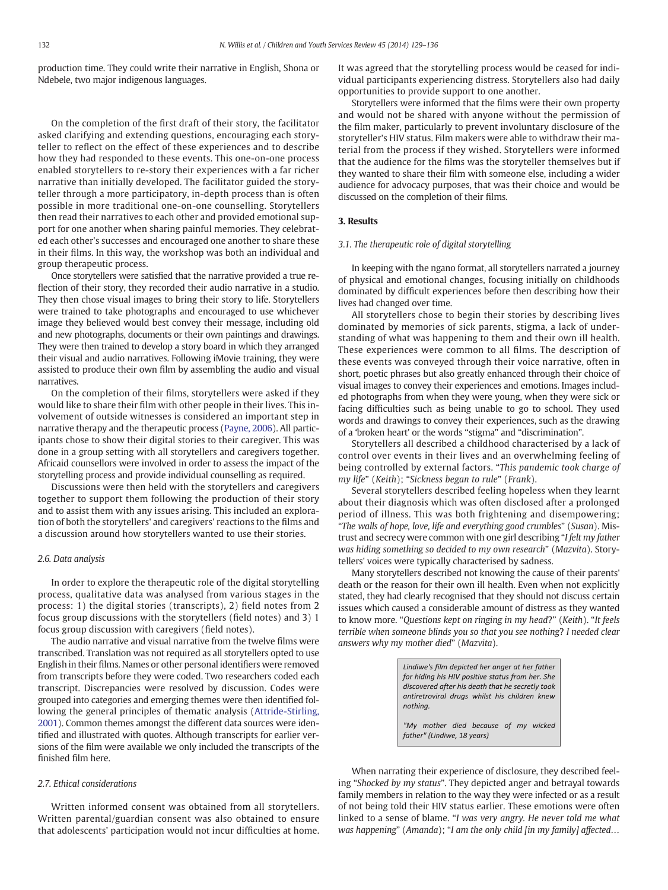production time. They could write their narrative in English, Shona or Ndebele, two major indigenous languages.

On the completion of the first draft of their story, the facilitator asked clarifying and extending questions, encouraging each storyteller to reflect on the effect of these experiences and to describe how they had responded to these events. This one-on-one process enabled storytellers to re-story their experiences with a far richer narrative than initially developed. The facilitator guided the storyteller through a more participatory, in-depth process than is often possible in more traditional one-on-one counselling. Storytellers then read their narratives to each other and provided emotional support for one another when sharing painful memories. They celebrated each other's successes and encouraged one another to share these in their films. In this way, the workshop was both an individual and group therapeutic process.

Once storytellers were satisfied that the narrative provided a true reflection of their story, they recorded their audio narrative in a studio. They then chose visual images to bring their story to life. Storytellers were trained to take photographs and encouraged to use whichever image they believed would best convey their message, including old and new photographs, documents or their own paintings and drawings. They were then trained to develop a story board in which they arranged their visual and audio narratives. Following iMovie training, they were assisted to produce their own film by assembling the audio and visual narratives.

On the completion of their films, storytellers were asked if they would like to share their film with other people in their lives. This involvement of outside witnesses is considered an important step in narrative therapy and the therapeutic process (Payne, 2006). All participants chose to show their digital stories to their caregiver. This was done in a group setting with all storytellers and caregivers together. Africaid counsellors were involved in order to assess the impact of the storytelling process and provide individual counselling as required.

Discussions were then held with the storytellers and caregivers together to support them following the production of their story and to assist them with any issues arising. This included an exploration of both the storytellers' and caregivers' reactions to the films and a discussion around how storytellers wanted to use their stories.

### 2.6. Data analysis

In order to explore the therapeutic role of the digital storytelling process, qualitative data was analysed from various stages in the process: 1) the digital stories (transcripts), 2) field notes from 2 focus group discussions with the storytellers (field notes) and 3) 1 focus group discussion with caregivers (field notes).

The audio narrative and visual narrative from the twelve films were transcribed. Translation was not required as all storytellers opted to use English in their films. Names or other personal identifiers were removed from transcripts before they were coded. Two researchers coded each transcript. Discrepancies were resolved by discussion. Codes were grouped into categories and emerging themes were then identified following the general principles of thematic analysis (Attride-Stirling, 2001). Common themes amongst the different data sources were identified and illustrated with quotes. Although transcripts for earlier versions of the film were available we only included the transcripts of the finished film here.

### 2.7. Ethical considerations

Written informed consent was obtained from all storytellers. Written parental/guardian consent was also obtained to ensure that adolescents' participation would not incur difficulties at home. It was agreed that the storytelling process would be ceased for individual participants experiencing distress. Storytellers also had daily opportunities to provide support to one another.

Storytellers were informed that the films were their own property and would not be shared with anyone without the permission of the film maker, particularly to prevent involuntary disclosure of the storyteller's HIV status. Film makers were able to withdraw their material from the process if they wished. Storytellers were informed that the audience for the films was the storyteller themselves but if they wanted to share their film with someone else, including a wider audience for advocacy purposes, that was their choice and would be discussed on the completion of their films.

## 3. Results

### 3.1. The therapeutic role of digital storytelling

In keeping with the ngano format, all storytellers narrated a journey of physical and emotional changes, focusing initially on childhoods dominated by difficult experiences before then describing how their lives had changed over time.

All storytellers chose to begin their stories by describing lives dominated by memories of sick parents, stigma, a lack of understanding of what was happening to them and their own ill health. These experiences were common to all films. The description of these events was conveyed through their voice narrative, often in short, poetic phrases but also greatly enhanced through their choice of visual images to convey their experiences and emotions. Images included photographs from when they were young, when they were sick or facing difficulties such as being unable to go to school. They used words and drawings to convey their experiences, such as the drawing of a 'broken heart' or the words "stigma" and "discrimination".

Storytellers all described a childhood characterised by a lack of control over events in their lives and an overwhelming feeling of being controlled by external factors. "*This pandemic took charge of my life*" (*Keith*); "*Sickness began to rule*" (*Frank*).

Several storytellers described feeling hopeless when they learnt about their diagnosis which was often disclosed after a prolonged period of illness. This was both frightening and disempowering; "*The walls of hope, love, life and everything good crumbles*" (*Susan*). Mistrust and secrecy were common with one girl describing "*I felt my father was hiding something so decided to my own research*" (*Mazvita*). Storytellers' voices were typically characterised by sadness.

Many storytellers described not knowing the cause of their parents' death or the reason for their own ill health. Even when not explicitly stated, they had clearly recognised that they should not discuss certain issues which caused a considerable amount of distress as they wanted to know more. "*Questions kept on ringing in my head?*" (*Keith*). "*It feels terrible when someone blinds you so that you see nothing? I needed clear answers why my mother died*" (*Mazvita*).

> *Lindiwe's film depicted her anger at her father for hiding his HIV positive status from her. She discovered after his death that he secretly took antiretroviral drugs whilst his children knew nothing.*
>
> *"My mother died because of my wicked father" (Lindiwe, 18 years)*

When narrating their experience of disclosure, they described feeling "*Shocked by my status*". They depicted anger and betrayal towards family members in relation to the way they were infected or as a result of not being told their HIV status earlier. These emotions were often linked to a sense of blame. "*I was very angry. He never told me what was happening*" (*Amanda*); "*I am the only child [in my family] affected…*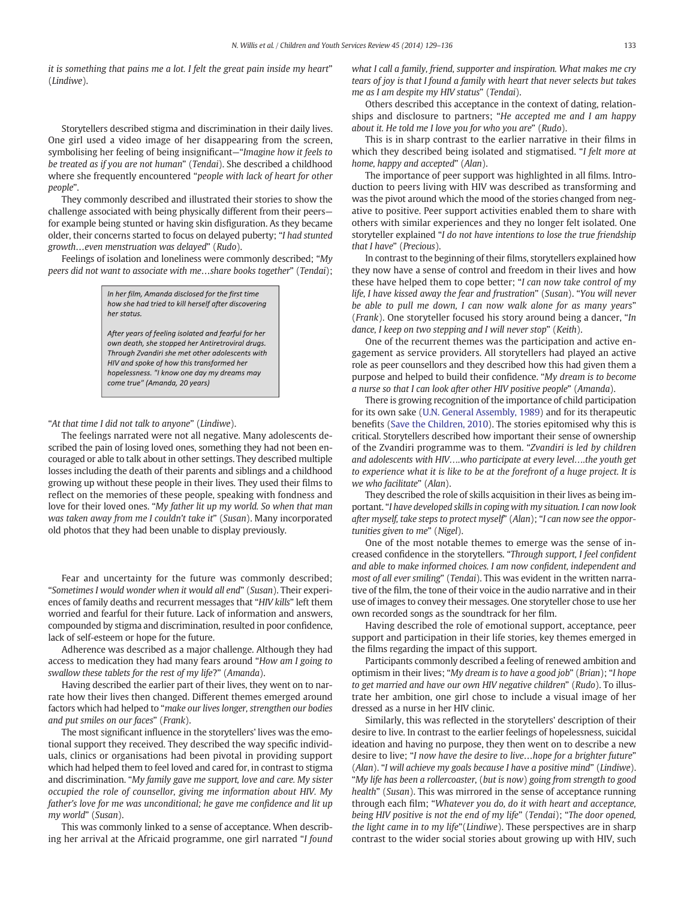it is something that pains me a lot. I felt the great pain inside my heart" (*Lindiwe*).

Storytellers described stigma and discrimination in their daily lives. One girl used a video image of her disappearing from the screen, symbolising her feeling of being insignificant—"*Imagine how it feels to be treated as if you are not human*" (*Tendai*). She described a childhood where she frequently encountered "*people with lack of heart for other people*".

They commonly described and illustrated their stories to show the challenge associated with being physically different from their peers—for example being stunted or having skin disfiguration. As they became older, their concerns started to focus on delayed puberty; "*I had stunted growth…even menstruation was delayed*" (*Rudo*).

Feelings of isolation and loneliness were commonly described; "*My peers did not want to associate with me…share books together*" (*Tendai*); "*At that time I did not talk to anyone*" (*Lindiwe*).

> *In her film, Amanda disclosed for the first time how she had tried to kill herself after discovering her status.*
>
> *After years of feeling isolated and fearful for her own death, she stopped her Antiretroviral drugs. Through Zvandiri she met other adolescents with HIV and spoke of how this transformed her hopelessness. "I know one day my dreams may come true" (Amanda, 20 years)*

The feelings narrated were not all negative. Many adolescents described the pain of losing loved ones, something they had not been encouraged or able to talk about in other settings. They described multiple losses including the death of their parents and siblings and a childhood growing up without these people in their lives. They used their films to reflect on the memories of these people, speaking with fondness and love for their loved ones. "*My father lit up my world. So when that man was taken away from me I couldn't take it*" (*Susan*). Many incorporated old photos that they had been unable to display previously.

Fear and uncertainty for the future was commonly described; "*Sometimes I would wonder when it would all end*" (*Susan*). Their experiences of family deaths and recurrent messages that "*HIV kills*" left them worried and fearful for their future. Lack of information and answers, compounded by stigma and discrimination, resulted in poor confidence, lack of self-esteem or hope for the future.

Adherence was described as a major challenge. Although they had access to medication they had many fears around "*How am I going to swallow these tablets for the rest of my life*?" (*Amanda*).

Having described the earlier part of their lives, they went on to narrate how their lives then changed. Different themes emerged around factors which had helped to "*make our lives longer, strengthen our bodies and put smiles on our faces*" (*Frank*).

The most significant influence in the storytellers' lives was the emotional support they received. They described the way specific individuals, clinics or organisations had been pivotal in providing support which had helped them to feel loved and cared for, in contrast to stigma and discrimination. "*My family gave me support, love and care. My sister occupied the role of counsellor, giving me information about HIV. My father's love for me was unconditional; he gave me confidence and lit up my world*" (*Susan*).

This was commonly linked to a sense of acceptance. When describing her arrival at the Africaid programme, one girl narrated "*I found what I call a family, friend, supporter and inspiration. What makes me cry tears of joy is that I found a family with heart that never selects but takes me as I am despite my HIV status*" (*Tendai*).

Others described this acceptance in the context of dating, relationships and disclosure to partners; "*He accepted me and I am happy about it. He told me I love you for who you are*" (*Rudo*).

This is in sharp contrast to the earlier narrative in their films in which they described being isolated and stigmatised. "*I felt more at home, happy and accepted*" (*Alan*).

The importance of peer support was highlighted in all films. Introduction to peers living with HIV was described as transforming and was the pivot around which the mood of the stories changed from negative to positive. Peer support activities enabled them to share with others with similar experiences and they no longer felt isolated. One storyteller explained "*I do not have intentions to lose the true friendship that I have*" (*Precious*).

In contrast to the beginning of their films, storytellers explained how they now have a sense of control and freedom in their lives and how these have helped them to cope better; "*I can now take control of my life, I have kissed away the fear and frustration*" (*Susan*). "*You will never be able to pull me down, I can now walk alone for as many years*" (*Frank*). One storyteller focused his story around being a dancer, "*In dance, I keep on two stepping and I will never stop*" (*Keith*).

One of the recurrent themes was the participation and active engagement as service providers. All storytellers had played an active role as peer counsellors and they described how this had given them a purpose and helped to build their confidence. "*My dream is to become a nurse so that I can look after other HIV positive people*" (*Amanda*).

There is growing recognition of the importance of child participation for its own sake (U.N. General Assembly, 1989) and for its therapeutic benefits (Save the Children, 2010). The stories epitomised why this is critical. Storytellers described how important their sense of ownership of the Zvandiri programme was to them. "*Zvandiri is led by children and adolescents with HIV….who participate at every level….the youth get to experience what it is like to be at the forefront of a huge project. It is we who facilitate*" (*Alan*).

They described the role of skills acquisition in their lives as being important. "*I have developed skills in coping with my situation. I can now look after myself, take steps to protect myself*" (*Alan*); "*I can now see the opportunities given to me*" (*Nigel*).

One of the most notable themes to emerge was the sense of increased confidence in the storytellers. "*Through support, I feel confident and able to make informed choices. I am now confident, independent and most of all ever smiling*" (*Tendai*). This was evident in the written narrative of the film, the tone of their voice in the audio narrative and in their use of images to convey their messages. One storyteller chose to use her own recorded songs as the soundtrack for her film.

Having described the role of emotional support, acceptance, peer support and participation in their life stories, key themes emerged in the films regarding the impact of this support.

Participants commonly described a feeling of renewed ambition and optimism in their lives; "*My dream is to have a good job*" (*Brian*); "*I hope to get married and have our own HIV negative children*" (*Rudo*). To illustrate her ambition, one girl chose to include a visual image of her dressed as a nurse in her HIV clinic.

Similarly, this was reflected in the storytellers' description of their desire to live. In contrast to the earlier feelings of hopelessness, suicidal ideation and having no purpose, they then went on to describe a new desire to live; "*I now have the desire to live…hope for a brighter future*" (*Alan*). "*I will achieve my goals because I have a positive mind*" (*Lindiwe*). "*My life has been a rollercoaster,* (*but is now*) *going from strength to good health*" (*Susan*). This was mirrored in the sense of acceptance running through each film; "*Whatever you do, do it with heart and acceptance, being HIV positive is not the end of my life*" (*Tendai*); "*The door opened, the light came in to my life*"(*Lindiwe*). These perspectives are in sharp contrast to the wider social stories about growing up with HIV, such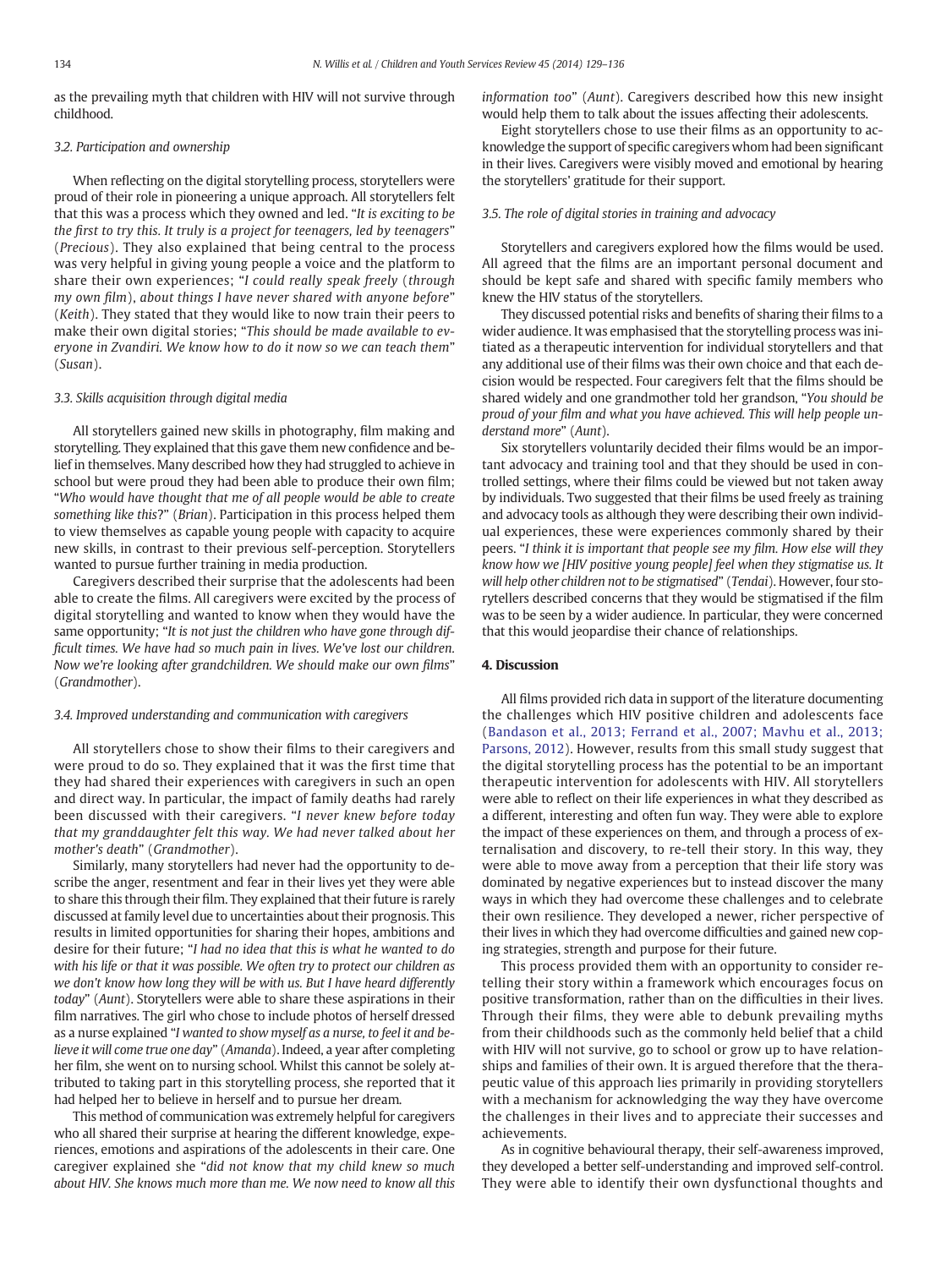as the prevailing myth that children with HIV will not survive through childhood.

### 3.2. Participation and ownership

When reflecting on the digital storytelling process, storytellers were proud of their role in pioneering a unique approach. All storytellers felt that this was a process which they owned and led. "*It is exciting to be the first to try this. It truly is a project for teenagers, led by teenagers*" (*Precious*). They also explained that being central to the process was very helpful in giving young people a voice and the platform to share their own experiences; "*I could really speak freely* (*through my own film*), *about things I have never shared with anyone before*" (*Keith*). They stated that they would like to now train their peers to make their own digital stories; "*This should be made available to everyone in Zvandiri. We know how to do it now so we can teach them*" (*Susan*).

### 3.3. Skills acquisition through digital media

All storytellers gained new skills in photography, film making and storytelling. They explained that this gave them new confidence and belief in themselves. Many described how they had struggled to achieve in school but were proud they had been able to produce their own film; "*Who would have thought that me of all people would be able to create something like this*?" (*Brian*). Participation in this process helped them to view themselves as capable young people with capacity to acquire new skills, in contrast to their previous self-perception. Storytellers wanted to pursue further training in media production.

Caregivers described their surprise that the adolescents had been able to create the films. All caregivers were excited by the process of digital storytelling and wanted to know when they would have the same opportunity; "*It is not just the children who have gone through difficult times. We have had so much pain in lives. We've lost our children. Now we're looking after grandchildren. We should make our own films*" (*Grandmother*).

### 3.4. Improved understanding and communication with caregivers

All storytellers chose to show their films to their caregivers and were proud to do so. They explained that it was the first time that they had shared their experiences with caregivers in such an open and direct way. In particular, the impact of family deaths had rarely been discussed with their caregivers. "*I never knew before today that my granddaughter felt this way. We had never talked about her mother's death*" (*Grandmother*).

Similarly, many storytellers had never had the opportunity to describe the anger, resentment and fear in their lives yet they were able to share this through their film. They explained that their future is rarely discussed at family level due to uncertainties about their prognosis. This results in limited opportunities for sharing their hopes, ambitions and desire for their future; "*I had no idea that this is what he wanted to do with his life or that it was possible. We often try to protect our children as we don't know how long they will be with us. But I have heard differently today*" (*Aunt*). Storytellers were able to share these aspirations in their film narratives. The girl who chose to include photos of herself dressed as a nurse explained "*I wanted to show myself as a nurse, to feel it and believe it will come true one day*" (*Amanda*). Indeed, a year after completing her film, she went on to nursing school. Whilst this cannot be solely attributed to taking part in this storytelling process, she reported that it had helped her to believe in herself and to pursue her dream.

This method of communication was extremely helpful for caregivers who all shared their surprise at hearing the different knowledge, experiences, emotions and aspirations of the adolescents in their care. One caregiver explained she "*did not know that my child knew so much about HIV. She knows much more than me. We now need to know all this information too*" (*Aunt*). Caregivers described how this new insight would help them to talk about the issues affecting their adolescents.

Eight storytellers chose to use their films as an opportunity to acknowledge the support of specific caregivers whom had been significant in their lives. Caregivers were visibly moved and emotional by hearing the storytellers' gratitude for their support.

### 3.5. The role of digital stories in training and advocacy

Storytellers and caregivers explored how the films would be used. All agreed that the films are an important personal document and should be kept safe and shared with specific family members who knew the HIV status of the storytellers.

They discussed potential risks and benefits of sharing their films to a wider audience. It was emphasised that the storytelling process was initiated as a therapeutic intervention for individual storytellers and that any additional use of their films was their own choice and that each decision would be respected. Four caregivers felt that the films should be shared widely and one grandmother told her grandson, "*You should be proud of your film and what you have achieved. This will help people understand more*" (*Aunt*).

Six storytellers voluntarily decided their films would be an important advocacy and training tool and that they should be used in controlled settings, where their films could be viewed but not taken away by individuals. Two suggested that their films be used freely as training and advocacy tools as although they were describing their own individual experiences, these were experiences commonly shared by their peers. "*I think it is important that people see my film. How else will they know how we [HIV positive young people] feel when they stigmatise us. It will help other children not to be stigmatised*" (*Tendai*). However, four storytellers described concerns that they would be stigmatised if the film was to be seen by a wider audience. In particular, they were concerned that this would jeopardise their chance of relationships.

## 4. Discussion

All films provided rich data in support of the literature documenting the challenges which HIV positive children and adolescents face (Bandason et al., 2013; Ferrand et al., 2007; Mavhu et al., 2013; Parsons, 2012). However, results from this small study suggest that the digital storytelling process has the potential to be an important therapeutic intervention for adolescents with HIV. All storytellers were able to reflect on their life experiences in what they described as a different, interesting and often fun way. They were able to explore the impact of these experiences on them, and through a process of externalisation and discovery, to re-tell their story. In this way, they were able to move away from a perception that their life story was dominated by negative experiences but to instead discover the many ways in which they had overcome these challenges and to celebrate their own resilience. They developed a newer, richer perspective of their lives in which they had overcome difficulties and gained new coping strategies, strength and purpose for their future.

This process provided them with an opportunity to consider retelling their story within a framework which encourages focus on positive transformation, rather than on the difficulties in their lives. Through their films, they were able to debunk prevailing myths from their childhoods such as the commonly held belief that a child with HIV will not survive, go to school or grow up to have relationships and families of their own. It is argued therefore that the therapeutic value of this approach lies primarily in providing storytellers with a mechanism for acknowledging the way they have overcome the challenges in their lives and to appreciate their successes and achievements.

As in cognitive behavioural therapy, their self-awareness improved, they developed a better self-understanding and improved self-control. They were able to identify their own dysfunctional thoughts and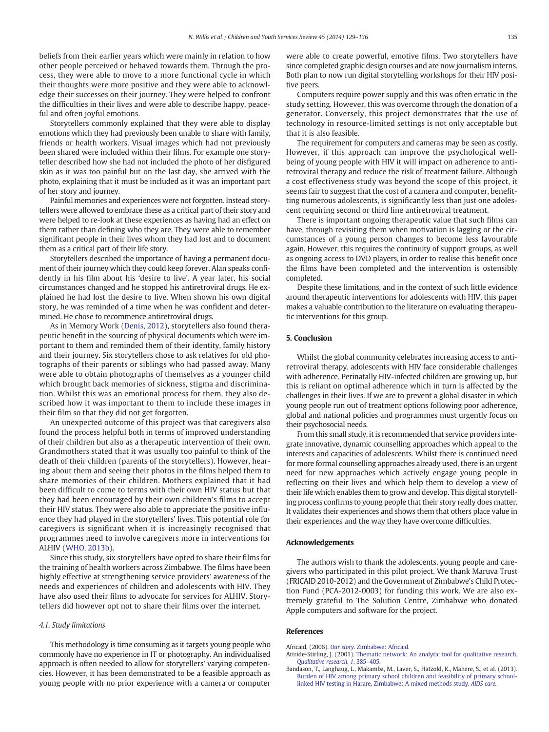beliefs from their earlier years which were mainly in relation to how other people perceived or behaved towards them. Through the process, they were able to move to a more functional cycle in which their thoughts were more positive and they were able to acknowledge their successes on their journey. They were helped to confront the difficulties in their lives and were able to describe happy, peaceful and often joyful emotions.

Storytellers commonly explained that they were able to display emotions which they had previously been unable to share with family, friends or health workers. Visual images which had not previously been shared were included within their films. For example one storyteller described how she had not included the photo of her disfigured skin as it was too painful but on the last day, she arrived with the photo, explaining that it must be included as it was an important part of her story and journey.

Painful memories and experiences were not forgotten. Instead storytellers were allowed to embrace these as a critical part of their story and were helped to re-look at these experiences as having had an effect on them rather than defining who they are. They were able to remember significant people in their lives whom they had lost and to document them as a critical part of their life story.

Storytellers described the importance of having a permanent document of their journey which they could keep forever. Alan speaks confidently in his film about his 'desire to live'. A year later, his social circumstances changed and he stopped his antiretroviral drugs. He explained he had lost the desire to live. When shown his own digital story, he was reminded of a time when he was confident and determined. He chose to recommence antiretroviral drugs.

As in Memory Work (Denis, 2012), storytellers also found therapeutic benefit in the sourcing of physical documents which were important to them and reminded them of their identity, family history and their journey. Six storytellers chose to ask relatives for old photographs of their parents or siblings who had passed away. Many were able to obtain photographs of themselves as a younger child which brought back memories of sickness, stigma and discrimination. Whilst this was an emotional process for them, they also described how it was important to them to include these images in their film so that they did not get forgotten.

An unexpected outcome of this project was that caregivers also found the process helpful both in terms of improved understanding of their children but also as a therapeutic intervention of their own. Grandmothers stated that it was usually too painful to think of the death of their children (parents of the storytellers). However, hearing about them and seeing their photos in the films helped them to share memories of their children. Mothers explained that it had been difficult to come to terms with their own HIV status but that they had been encouraged by their own children's films to accept their HIV status. They were also able to appreciate the positive influence they had played in the storytellers' lives. This potential role for caregivers is significant when it is increasingly recognised that programmes need to involve caregivers more in interventions for ALHIV (WHO, 2013b).

Since this study, six storytellers have opted to share their films for the training of health workers across Zimbabwe. The films have been highly effective at strengthening service providers' awareness of the needs and experiences of children and adolescents with HIV. They have also used their films to advocate for services for ALHIV. Storytellers did however opt not to share their films over the internet.

### 4.1. Study limitations

This methodology is time consuming as it targets young people who commonly have no experience in IT or photography. An individualised approach is often needed to allow for storytellers' varying competencies. However, it has been demonstrated to be a feasible approach as young people with no prior experience with a camera or computer were able to create powerful, emotive films. Two storytellers have since completed graphic design courses and are now journalism interns. Both plan to now run digital storytelling workshops for their HIV positive peers.

Computers require power supply and this was often erratic in the study setting. However, this was overcome through the donation of a generator. Conversely, this project demonstrates that the use of technology in resource-limited settings is not only acceptable but that it is also feasible.

The requirement for computers and cameras may be seen as costly. However, if this approach can improve the psychological wellbeing of young people with HIV it will impact on adherence to antiretroviral therapy and reduce the risk of treatment failure. Although a cost effectiveness study was beyond the scope of this project, it seems fair to suggest that the cost of a camera and computer, benefitting numerous adolescents, is significantly less than just one adolescent requiring second or third line antiretroviral treatment.

There is important ongoing therapeutic value that such films can have, through revisiting them when motivation is lagging or the circumstances of a young person changes to become less favourable again. However, this requires the continuity of support groups, as well as ongoing access to DVD players, in order to realise this benefit once the films have been completed and the intervention is ostensibly completed.

Despite these limitations, and in the context of such little evidence around therapeutic interventions for adolescents with HIV, this paper makes a valuable contribution to the literature on evaluating therapeutic interventions for this group.

## 5. Conclusion

Whilst the global community celebrates increasing access to antiretroviral therapy, adolescents with HIV face considerable challenges with adherence. Perinatally HIV-infected children are growing up, but this is reliant on optimal adherence which in turn is affected by the challenges in their lives. If we are to prevent a global disaster in which young people run out of treatment options following poor adherence, global and national policies and programmes must urgently focus on their psychosocial needs.

From this small study, it is recommended that service providers integrate innovative, dynamic counselling approaches which appeal to the interests and capacities of adolescents. Whilst there is continued need for more formal counselling approaches already used, there is an urgent need for new approaches which actively engage young people in reflecting on their lives and which help them to develop a view of their life which enables them to grow and develop. This digital storytelling process confirms to young people that their story really does matter. It validates their experiences and shows them that others place value in their experiences and the way they have overcome difficulties.

## Acknowledgements

The authors wish to thank the adolescents, young people and caregivers who participated in this pilot project. We thank Maruva Trust (FRICAID 2010-2012) and the Government of Zimbabwe's Child Protection Fund (PCA-2012-0003) for funding this work. We are also extremely grateful to The Solution Centre, Zimbabwe who donated Apple computers and software for the project.

## References

Africaid, (2006). *Our story*. Zimbabwe: Africaid.

Attride-Stirling, J. (2001). Thematic network: An analytic tool for qualitative research. *Qualitative research*, *1*, 385–405.

Bandason, T., Langhaug, L., Makamba, M., Laver, S., Hatzold, K., Mahere, S., et al. (2013). Burden of HIV among primary school children and feasibility of primary school-linked HIV testing in Harare, Zimbabwe: A mixed methods study. *AIDS care*.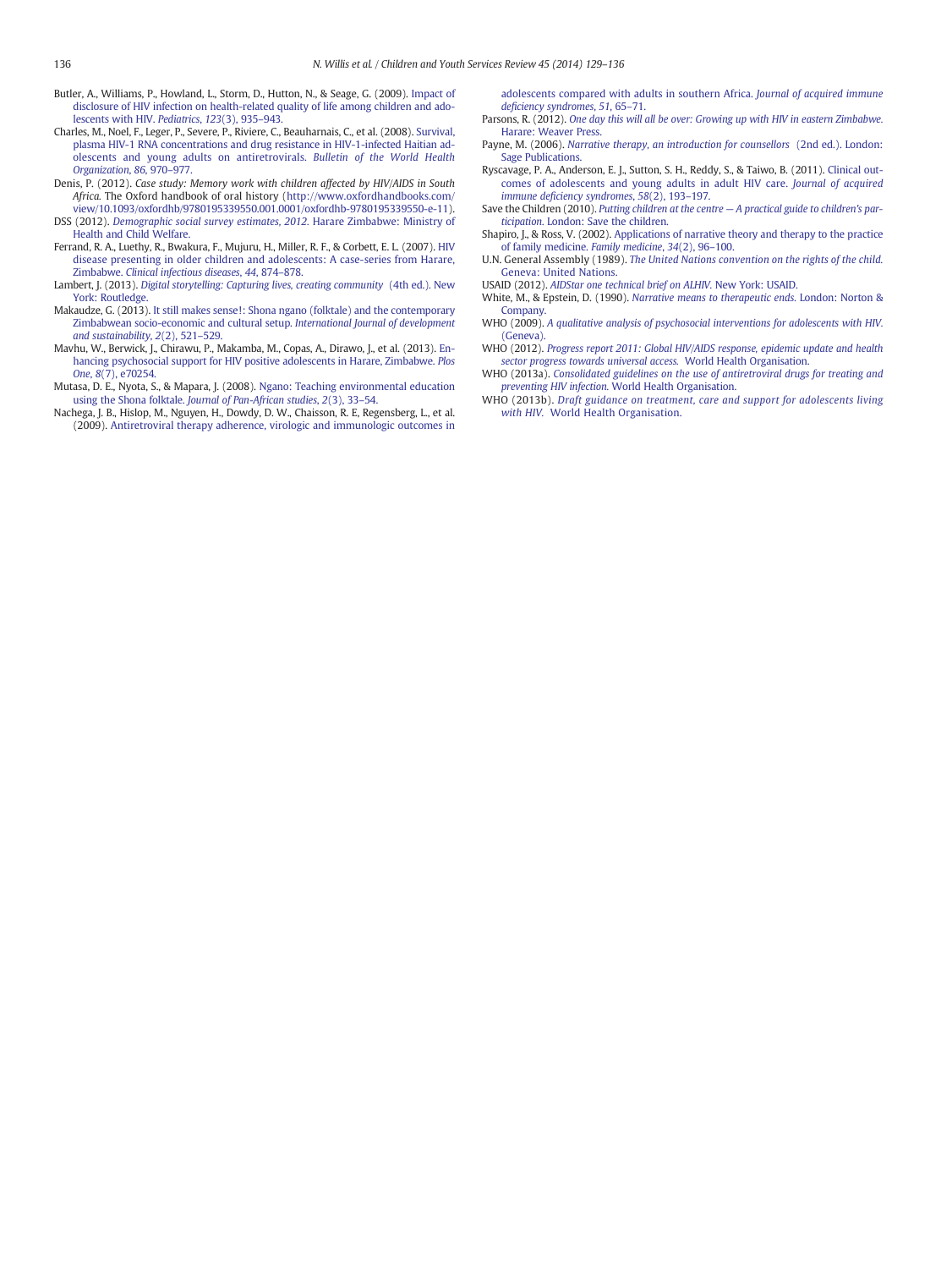Butler, A., Williams, P., Howland, L., Storm, D., Hutton, N., & Seage, G. (2009). Impact of disclosure of HIV infection on health-related quality of life among children and adolescents with HIV. *Pediatrics*, *123*(3), 935–943.

Charles, M., Noel, F., Leger, P., Severe, P., Riviere, C., Beauharnais, C., et al. (2008). Survival, plasma HIV-1 RNA concentrations and drug resistance in HIV-1-infected Haitian adolescents and young adults on antiretrovirals. *Bulletin of the World Health Organization*, *86*, 970–977.

Denis, P. (2012). *Case study: Memory work with children affected by HIV/AIDS in South Africa*. The Oxford handbook of oral history (http://www.oxfordhandbooks.com/view/10.1093/oxfordhb/9780195339550.001.0001/oxfordhb-9780195339550-e-11).

DSS (2012). *Demographic social survey estimates, 2012*. Harare Zimbabwe: Ministry of Health and Child Welfare.

Ferrand, R. A., Luethy, R., Bwakura, F., Mujuru, H., Miller, R. F., & Corbett, E. L. (2007). HIV disease presenting in older children and adolescents: A case-series from Harare, Zimbabwe. *Clinical infectious diseases*, *44*, 874–878.

Lambert, J. (2013). *Digital storytelling: Capturing lives, creating community* (4th ed.). New York: Routledge.

Makaudze, G. (2013). It still makes sense!: Shona ngano (folktale) and the contemporary Zimbabwean socio-economic and cultural setup. *International Journal of development and sustainability*, *2*(2), 521–529.

Mavhu, W., Berwick, J., Chirawu, P., Makamba, M., Copas, A., Dirawo, J., et al. (2013). Enhancing psychosocial support for HIV positive adolescents in Harare, Zimbabwe. *Plos One*, *8*(7), e70254.

Mutasa, D. E., Nyota, S., & Mapara, J. (2008). Ngano: Teaching environmental education using the Shona folktale. *Journal of Pan-African studies*, *2*(3), 33–54.

Nachega, J. B., Hislop, M., Nguyen, H., Dowdy, D. W., Chaisson, R. E, Regensberg, L., et al. (2009). Antiretroviral therapy adherence, virologic and immunologic outcomes in adolescents compared with adults in southern Africa. *Journal of acquired immune deficiency syndromes*, *51*, 65–71.

Parsons, R. (2012). *One day this will all be over: Growing up with HIV in eastern Zimbabwe*. Harare: Weaver Press.

Payne, M. (2006). *Narrative therapy, an introduction for counsellors* (2nd ed.). London: Sage Publications.

Ryscavage, P. A., Anderson, E. J., Sutton, S. H., Reddy, S., & Taiwo, B. (2011). Clinical outcomes of adolescents and young adults in adult HIV care. *Journal of acquired immune deficiency syndromes*, *58*(2), 193–197.

Save the Children (2010). *Putting children at the centre — A practical guide to children's participation*. London: Save the children.

Shapiro, J., & Ross, V. (2002). Applications of narrative theory and therapy to the practice of family medicine. *Family medicine*, *34*(2), 96–100.

U.N. General Assembly (1989). *The United Nations convention on the rights of the child*. Geneva: United Nations.

USAID (2012). *AIDStar one technical brief on ALHIV*. New York: USAID.

White, M., & Epstein, D. (1990). *Narrative means to therapeutic ends*. London: Norton & Company.

WHO (2009). *A qualitative analysis of psychosocial interventions for adolescents with HIV*. (Geneva).

WHO (2012). *Progress report 2011: Global HIV/AIDS response, epidemic update and health sector progress towards universal access*. World Health Organisation.

WHO (2013a). *Consolidated guidelines on the use of antiretroviral drugs for treating and preventing HIV infection*. World Health Organisation.

WHO (2013b). *Draft guidance on treatment, care and support for adolescents living with HIV*. World Health Organisation.